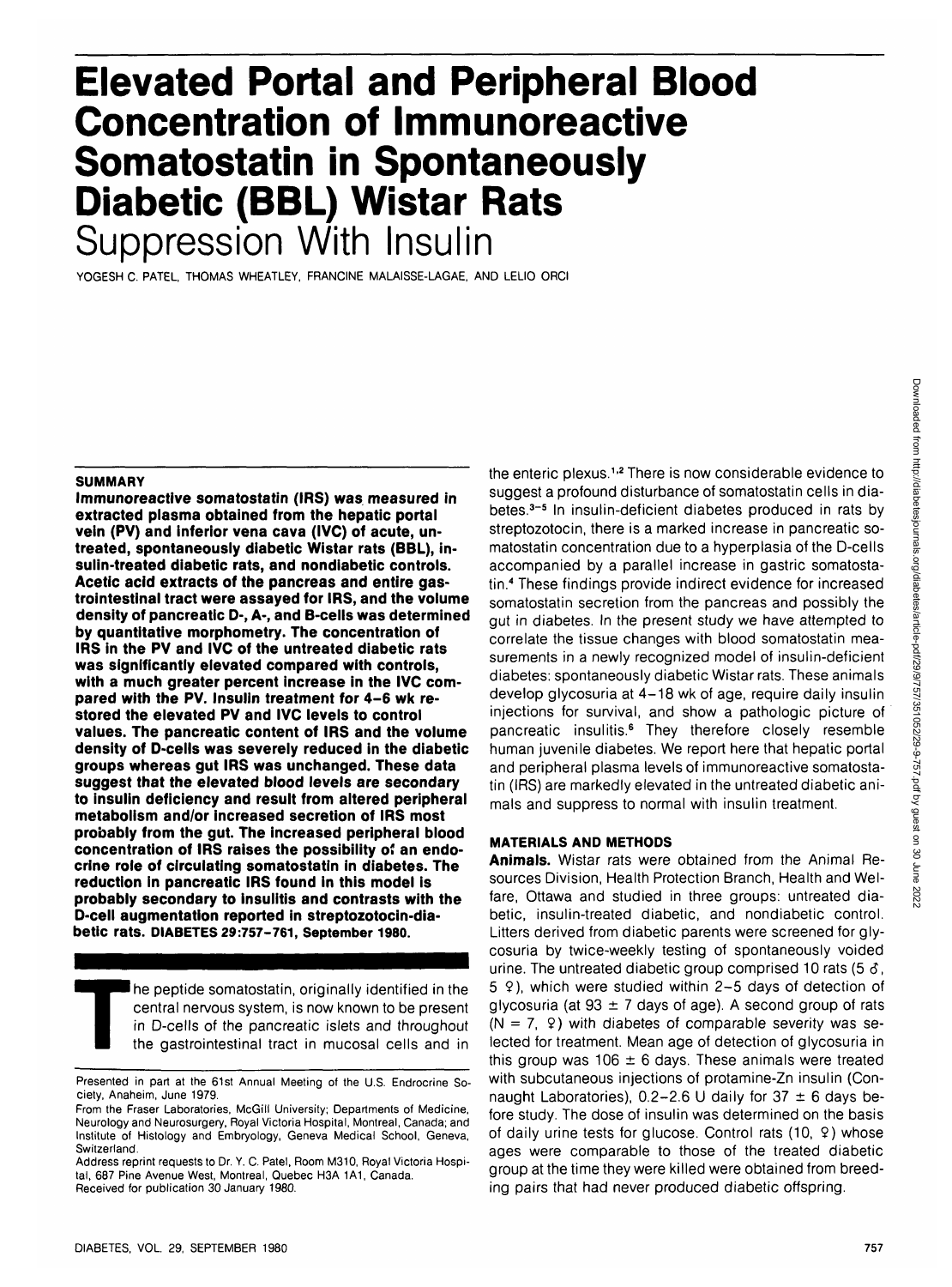# Elevated Portal and Peripheral Blood Concentration of Immunoreactive Somatostatin in Spontaneously Diabetic (BBL) Wistar Rats

## Suppression With Insulin

YOGESH C. PATEL, THOMAS WHEATLEY, FRANCINE MALAISSE-LAGAE, AND LELIO ORCI

### SUMMARY

**Immunoreactive somatostatin (IRS) was measured in extracted plasma obtained from the hepatic portal vein (PV) and inferior vena cava (IVC) of acute, untreated, spontaneously diabetic Wistar rats (BBL), insulin-treated diabetic rats, and nondiabetic controls. Acetic acid extracts of the pancreas and entire gastrointestinal tract were assayed for IRS, and the volume density of pancreatic D-, A-, and B-cells was determined by quantitative morphometry. The concentration of IRS in the PV and IVC of the untreated diabetic rats was significantly elevated compared with controls, with a much greater percent increase in the IVC compared with the PV. Insulin treatment for 4–6 wk restored the elevated PV and IVC levels to control values. The pancreatic content of IRS and the volume density of D-cells was severely reduced in the diabetic groups whereas gut IRS was unchanged. These data suggest that the elevated blood levels are secondary to insulin deficiency and result from altered peripheral metabolism and/or increased secretion of IRS most probably from the gut. The increased peripheral blood concentration of IRS raises the possibility of an endocrine role of circulating somatostatin in diabetes. The reduction in pancreatic IRS found in this model is probably secondary to insulitis and contrasts with the D-cell augmentation reported in streptozotocin-diabetic rats.** DIABETES 29:757–761, September 1980.

The peptide somatostatin, originally identified in the central nervous system, is now known to be present in D-cells of the pancreatic islets and throughout the gastrointestinal tract in mucosal cells and in the enteric plexus.[1,2] There is now considerable evidence to suggest a profound disturbance of somatostatin cells in diabetes.[3–5] In insulin-deficient diabetes produced in rats by streptozotocin, there is a marked increase in pancreatic somatostatin concentration due to a hyperplasia of the D-cells accompanied by a parallel increase in gastric somatostatin.[4] These findings provide indirect evidence for increased somatostatin secretion from the pancreas and possibly the gut in diabetes. In the present study we have attempted to correlate the tissue changes with blood somatostatin measurements in a newly recognized model of insulin-deficient diabetes: spontaneously diabetic Wistar rats. These animals develop glycosuria at 4–18 wk of age, require daily insulin injections for survival, and show a pathologic picture of pancreatic insulitis.[6] They therefore closely resemble human juvenile diabetes. We report here that hepatic portal and peripheral plasma levels of immunoreactive somatostatin (IRS) are markedly elevated in the untreated diabetic animals and suppress to normal with insulin treatment.

### MATERIALS AND METHODS

**Animals.** Wistar rats were obtained from the Animal Resources Division, Health Protection Branch, Health and Welfare, Ottawa and studied in three groups: untreated diabetic, insulin-treated diabetic, and nondiabetic control. Litters derived from diabetic parents were screened for glycosuria by twice-weekly testing of spontaneously voided urine. The untreated diabetic group comprised 10 rats (5 ♂, 5 ♀), which were studied within 2–5 days of detection of glycosuria (at 93 ± 7 days of age). A second group of rats (N = 7, ♀) with diabetes of comparable severity was selected for treatment. Mean age of detection of glycosuria in this group was 106 ± 6 days. These animals were treated with subcutaneous injections of protamine-Zn insulin (Connaught Laboratories), 0.2–2.6 U daily for 37 ± 6 days before study. The dose of insulin was determined on the basis of daily urine tests for glucose. Control rats (10, ♀) whose ages were comparable to those of the treated diabetic group at the time they were killed were obtained from breeding pairs that had never produced diabetic offspring.

Presented in part at the 61st Annual Meeting of the U.S. Endrocrine Society, Anaheim, June 1979.

From the Fraser Laboratories, McGill University; Departments of Medicine, Neurology and Neurosurgery, Royal Victoria Hospital, Montreal, Canada; and Institute of Histology and Embryology, Geneva Medical School, Geneva, Switzerland.

Address reprint requests to Dr. Y. C. Patel, Room M310, Royal Victoria Hospital, 687 Pine Avenue West, Montreal, Quebec H3A 1A1, Canada.

Received for publication 30 January 1980.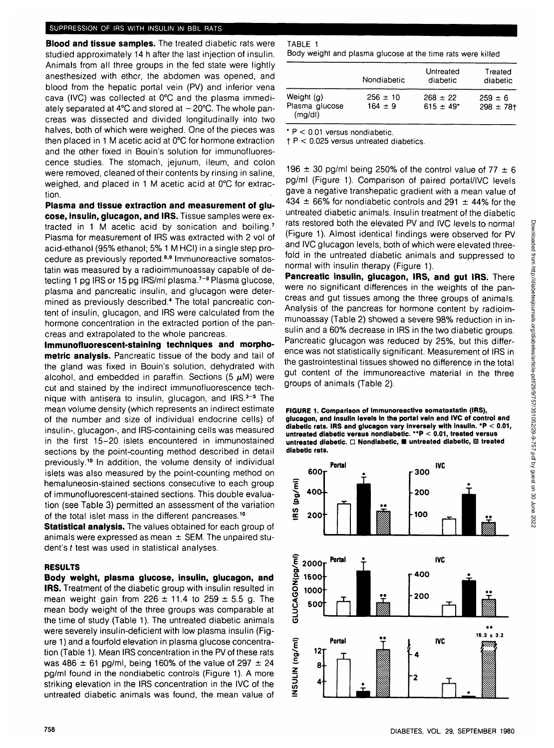**Blood and tissue samples.** The treated diabetic rats were studied approximately 14 h after the last injection of insulin. Animals from all three groups in the fed state were lightly anesthesized with ether, the abdomen was opened, and blood from the hepatic portal vein (PV) and inferior vena cava (IVC) was collected at 0°C and the plasma immediately separated at 4°C and stored at −20°C. The whole pancreas was dissected and divided longitudinally into two halves, both of which were weighed. One of the pieces was then placed in 1 M acetic acid at 0°C for hormone extraction and the other fixed in Bouin's solution for immunofluorescence studies. The stomach, jejunum, ileum, and colon were removed, cleaned of their contents by rinsing in saline, weighed, and placed in 1 M acetic acid at 0°C for extraction.

**Plasma and tissue extraction and measurement of glucose, insulin, glucagon, and IRS.** Tissue samples were extracted in 1 M acetic acid by sonication and boiling.[7] Plasma for measurement of IRS was extracted with 2 vol of acid-ethanol (95% ethanol; 5% 1 M HCl) in a single step procedure as previously reported.[8,9] Immunoreactive somatostatin was measured by a radioimmunoassay capable of detecting 1 pg IRS or 15 pg IRS/ml plasma.[7–9] Plasma glucose, plasma and pancreatic insulin, and glucagon were determined as previously described.[4] The total pancreatic content of insulin, glucagon, and IRS were calculated from the hormone concentration in the extracted portion of the pancreas and extrapolated to the whole pancreas.

**Immunofluorescent-staining techniques and morphometric analysis.** Pancreatic tissue of the body and tail of the gland was fixed in Bouin's solution, dehydrated with alcohol, and embedded in paraffin. Sections (5 $\mu$M) were cut and stained by the indirect immunofluorescence technique with antisera to insulin, glucagon, and IRS.[3–5] The mean volume density (which represents an indirect estimate of the number and size of individual endocrine cells) of insulin-, glucagon-, and IRS-containing cells was measured in the first 15–20 islets encountered in immunostained sections by the point-counting method described in detail previously.[10] In addition, the volume density of individual islets was also measured by the point-counting method on hemaluneosin-stained sections consecutive to each group of immunofluorescent-stained sections. This double evaluation (see Table 3) permitted an assessment of the variation of the total islet mass in the different pancreases.[10]

**Statistical analysis.** The values obtained for each group of animals were expressed as mean ± SEM. The unpaired student's *t* test was used in statistical analyses.

## RESULTS

**Body weight, plasma glucose, insulin, glucagon, and IRS.** Treatment of the diabetic group with insulin resulted in mean weight gain from 226 ± 11.4 to 259 ± 5.5 g. The mean body weight of the three groups was comparable at the time of study (Table 1). The untreated diabetic animals were severely insulin-deficient with low plasma insulin (Figure 1) and a fourfold elevation in plasma glucose concentration (Table 1). Mean IRS concentration in the PV of these rats was 486 ± 61 pg/ml, being 160% of the value of 297 ± 24 pg/ml found in the nondiabetic controls (Figure 1). A more striking elevation in the IRS concentration in the IVC of the untreated diabetic animals was found, the mean value of 196 ± 30 pg/ml being 250% of the control value of 77 ± 6 pg/ml (Figure 1). Comparison of paired portal/IVC levels gave a negative transhepatic gradient with a mean value of 434 ± 66% for nondiabetic controls and 291 ± 44% for the untreated diabetic animals. Insulin treatment of the diabetic rats restored both the elevated PV and IVC levels to normal (Figure 1). Almost identical findings were observed for PV and IVC glucagon levels, both of which were elevated threefold in the untreated diabetic animals and suppressed to normal with insulin therapy (Figure 1).

**Pancreatic insulin, glucagon, IRS, and gut IRS.** There were no significant differences in the weights of the pancreas and gut tissues among the three groups of animals. Analysis of the pancreas for hormone content by radioimmunoassay (Table 2) showed a severe 98% reduction in insulin and a 60% decrease in IRS in the two diabetic groups. Pancreatic glucagon was reduced by 25%, but this difference was not statistically significant. Measurement of IRS in the gastrointestinal tissues showed no difference in the total gut content of the immunoreactive material in the three groups of animals (Table 2).

TABLE 1
Body weight and plasma glucose at the time rats were killed

| | Nondiabetic | Untreated diabetic | Treated diabetic |
|---|---|---|---|
| Weight (g) | 256 ± 10 | 268 ± 22 | 259 ± 6 |
| Plasma glucose (mg/dl) | 164 ± 9 | 615 ± 49* | 298 ± 78† |

\* $P < 0.01$ versus nondiabetic.
† $P < 0.025$ versus untreated diabetics.

**FIGURE 1. Comparison of immunoreactive somatostatin (IRS), glucagon, and insulin levels in the portal vein and IVC of control and diabetic rats. IRS and glucagon vary inversely with insulin. \*P < 0.01, untreated diabetic versus nondiabetic. \*\*P < 0.01, treated versus untreated diabetic. □ Nondiabetic, ■ untreated diabetic, ▧ treated diabetic rats.**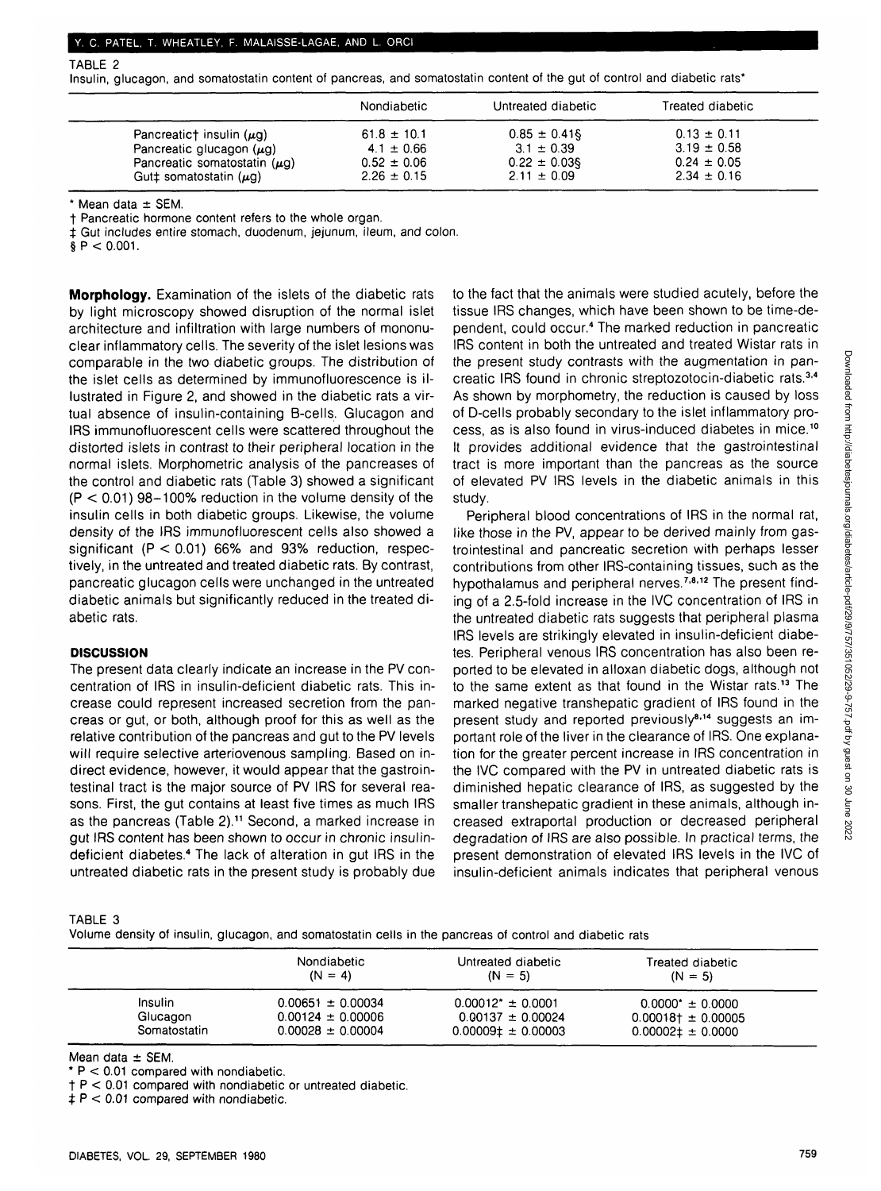TABLE 2

Insulin, glucagon, and somatostatin content of pancreas, and somatostatin content of the gut of control and diabetic rats*

| | Nondiabetic | Untreated diabetic | Treated diabetic |
|---|---|---|---|
| Pancreatic† insulin (μg) | 61.8 ± 10.1 | 0.85 ± 0.41§ | 0.13 ± 0.11 |
| Pancreatic glucagon (μg) | 4.1 ± 0.66 | 3.1 ± 0.39 | 3.19 ± 0.58 |
| Pancreatic somatostatin (μg) | 0.52 ± 0.06 | 0.22 ± 0.03§ | 0.24 ± 0.05 |
| Gut‡ somatostatin (μg) | 2.26 ± 0.15 | 2.11 ± 0.09 | 2.34 ± 0.16 |

\* Mean data ± SEM.

† Pancreatic hormone content refers to the whole organ.

‡ Gut includes entire stomach, duodenum, jejunum, ileum, and colon.

§ $P < 0.001$.

**Morphology.** Examination of the islets of the diabetic rats by light microscopy showed disruption of the normal islet architecture and infiltration with large numbers of mononuclear inflammatory cells. The severity of the islet lesions was comparable in the two diabetic groups. The distribution of the islet cells as determined by immunofluorescence is illustrated in Figure 2, and showed in the diabetic rats a virtual absence of insulin-containing B-cells. Glucagon and IRS immunofluorescent cells were scattered throughout the distorted islets in contrast to their peripheral location in the normal islets. Morphometric analysis of the pancreases of the control and diabetic rats (Table 3) showed a significant ($P < 0.01$) 98–100% reduction in the volume density of the insulin cells in both diabetic groups. Likewise, the volume density of the IRS immunofluorescent cells also showed a significant ($P < 0.01$) 66% and 93% reduction, respectively, in the untreated and treated diabetic rats. By contrast, pancreatic glucagon cells were unchanged in the untreated diabetic animals but significantly reduced in the treated diabetic rats.

## DISCUSSION

The present data clearly indicate an increase in the PV concentration of IRS in insulin-deficient diabetic rats. This increase could represent increased secretion from the pancreas or gut, or both, although proof for this as well as the relative contribution of the pancreas and gut to the PV levels will require selective arteriovenous sampling. Based on indirect evidence, however, it would appear that the gastrointestinal tract is the major source of PV IRS for several reasons. First, the gut contains at least five times as much IRS as the pancreas (Table 2).[11] Second, a marked increase in gut IRS content has been shown to occur in chronic insulin-deficient diabetes.[4] The lack of alteration in gut IRS in the untreated diabetic rats in the present study is probably due to the fact that the animals were studied acutely, before the tissue IRS changes, which have been shown to be time-dependent, could occur.[4] The marked reduction in pancreatic IRS content in both the untreated and treated Wistar rats in the present study contrasts with the augmentation in pancreatic IRS found in chronic streptozotocin-diabetic rats.[3,4] As shown by morphometry, the reduction is caused by loss of D-cells probably secondary to the islet inflammatory process, as is also found in virus-induced diabetes in mice.[10] It provides additional evidence that the gastrointestinal tract is more important than the pancreas as the source of elevated PV IRS levels in the diabetic animals in this study.

Peripheral blood concentrations of IRS in the normal rat, like those in the PV, appear to be derived mainly from gastrointestinal and pancreatic secretion with perhaps lesser contributions from other IRS-containing tissues, such as the hypothalamus and peripheral nerves.[7,8,12] The present finding of a 2.5-fold increase in the IVC concentration of IRS in the untreated diabetic rats suggests that peripheral plasma IRS levels are strikingly elevated in insulin-deficient diabetes. Peripheral venous IRS concentration has also been reported to be elevated in alloxan diabetic dogs, although not to the same extent as that found in the Wistar rats.[13] The marked negative transhepatic gradient of IRS found in the present study and reported previously[8,14] suggests an important role of the liver in the clearance of IRS. One explanation for the greater percent increase in IRS concentration in the IVC compared with the PV in untreated diabetic rats is diminished hepatic clearance of IRS, as suggested by the smaller transhepatic gradient in these animals, although increased extraportal production or decreased peripheral degradation of IRS are also possible. In practical terms, the present demonstration of elevated IRS levels in the IVC of insulin-deficient animals indicates that peripheral venous

TABLE 3

Volume density of insulin, glucagon, and somatostatin cells in the pancreas of control and diabetic rats

| | Nondiabetic (N = 4) | Untreated diabetic (N = 5) | Treated diabetic (N = 5) |
|---|---|---|---|
| Insulin | 0.00651 ± 0.00034 | 0.00012* ± 0.0001 | 0.0000* ± 0.0000 |
| Glucagon | 0.00124 ± 0.00006 | 0.00137 ± 0.00024 | 0.00018† ± 0.00005 |
| Somatostatin | 0.00028 ± 0.00004 | 0.00009‡ ± 0.00003 | 0.00002‡ ± 0.0000 |

Mean data ± SEM.

\* $P < 0.01$ compared with nondiabetic.

† $P < 0.01$ compared with nondiabetic or untreated diabetic.

‡ $P < 0.01$ compared with nondiabetic.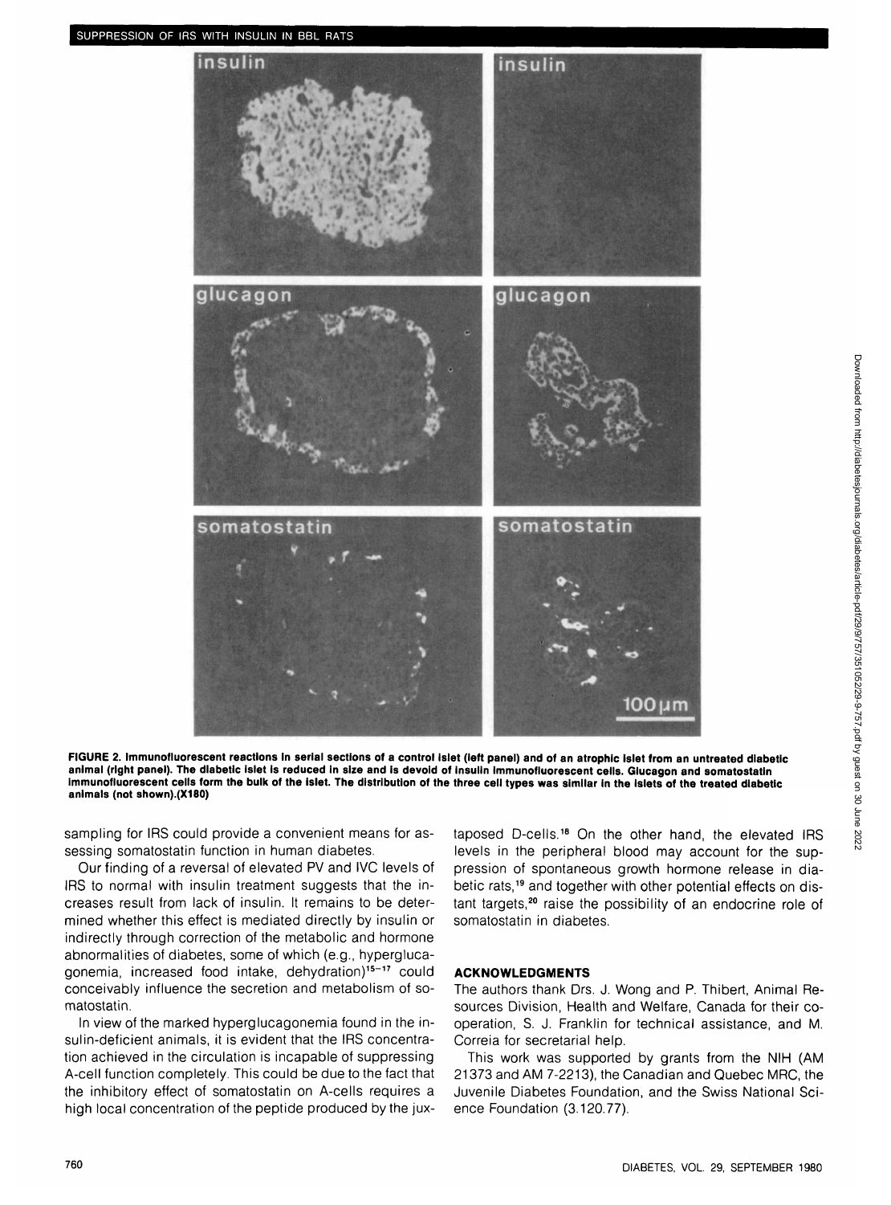FIGURE 2. Immunofluorescent reactions in serial sections of a control islet (left panel) and of an atrophic islet from an untreated diabetic animal (right panel). The diabetic islet is reduced in size and is devoid of insulin immunofluorescent cells. Glucagon and somatostatin immunofluorescent cells form the bulk of the islet. The distribution of the three cell types was similar in the islets of the treated diabetic animals (not shown).(X180)

sampling for IRS could provide a convenient means for assessing somatostatin function in human diabetes.

Our finding of a reversal of elevated PV and IVC levels of IRS to normal with insulin treatment suggests that the increases result from lack of insulin. It remains to be determined whether this effect is mediated directly by insulin or indirectly through correction of the metabolic and hormone abnormalities of diabetes, some of which (e.g., hyperglucagonemia, increased food intake, dehydration)[15–17] could conceivably influence the secretion and metabolism of somatostatin.

In view of the marked hyperglucagonemia found in the insulin-deficient animals, it is evident that the IRS concentration achieved in the circulation is incapable of suppressing A-cell function completely. This could be due to the fact that the inhibitory effect of somatostatin on A-cells requires a high local concentration of the peptide produced by the juxtaposed D-cells.[18] On the other hand, the elevated IRS levels in the peripheral blood may account for the suppression of spontaneous growth hormone release in diabetic rats,[19] and together with other potential effects on distant targets,[20] raise the possibility of an endocrine role of somatostatin in diabetes.

## ACKNOWLEDGMENTS

The authors thank Drs. J. Wong and P. Thibert, Animal Resources Division, Health and Welfare, Canada for their cooperation, S. J. Franklin for technical assistance, and M. Correia for secretarial help.

This work was supported by grants from the NIH (AM 21373 and AM 7-2213), the Canadian and Quebec MRC, the Juvenile Diabetes Foundation, and the Swiss National Science Foundation (3.120.77).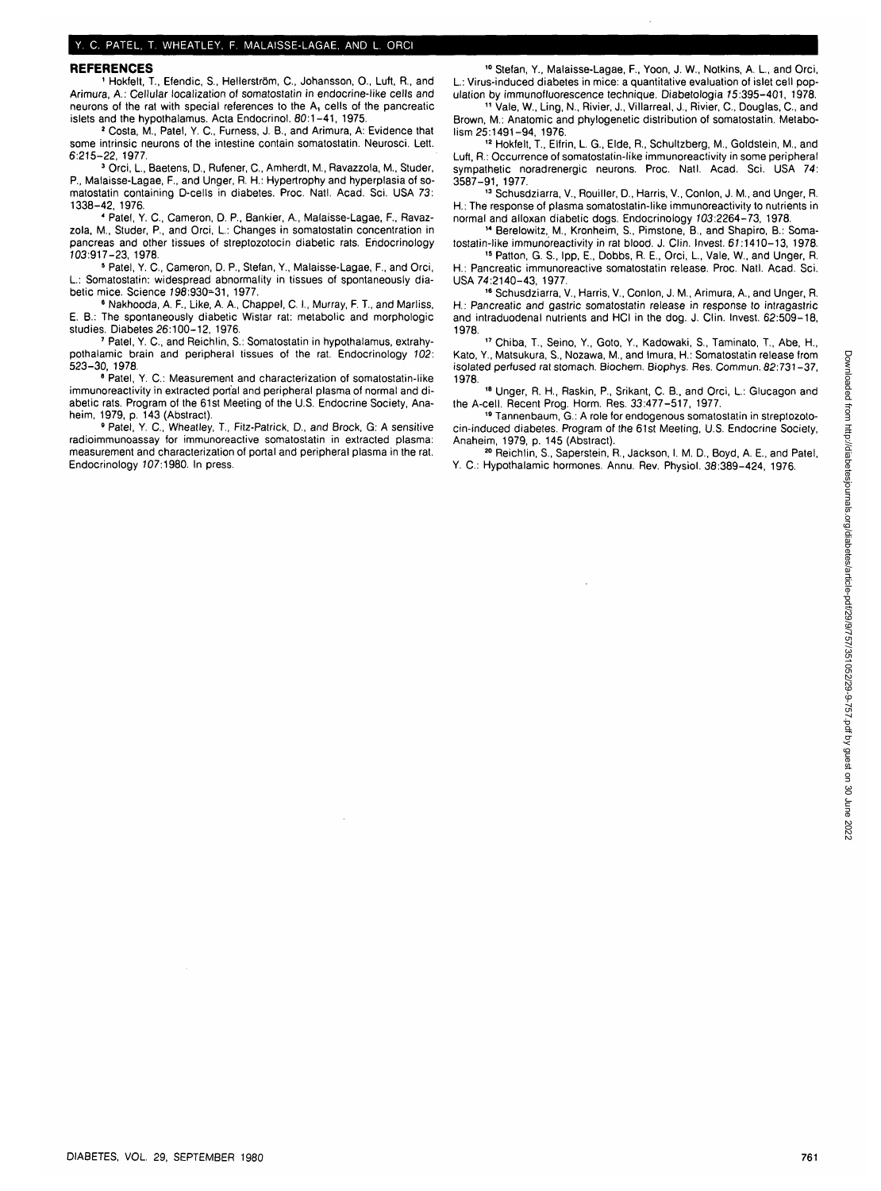## REFERENCES

[1] Hokfelt, T., Efendic, S., Hellerström, C., Johansson, O., Luft, R., and Arimura, A.: Cellular localization of somatostatin in endocrine-like cells and neurons of the rat with special references to the $A_1$ cells of the pancreatic islets and the hypothalamus. Acta Endocrinol. 80:1–41, 1975.

[2] Costa, M., Patel, Y. C., Furness, J. B., and Arimura, A: Evidence that some intrinsic neurons of the intestine contain somatostatin. Neurosci. Lett. 6:215–22, 1977.

[3] Orci, L., Baetens, D., Rufener, C., Amherdt, M., Ravazzola, M., Studer, P., Malaisse-Lagae, F., and Unger, R. H.: Hypertrophy and hyperplasia of somatostatin containing D-cells in diabetes. Proc. Natl. Acad. Sci. USA 73:1338–42, 1976.

[4] Patel, Y. C., Cameron, D. P., Bankier, A., Malaisse-Lagae, F., Ravazzola, M., Studer, P., and Orci, L.: Changes in somatostatin concentration in pancreas and other tissues of streptozotocin diabetic rats. Endocrinology 103:917–23, 1978.

[5] Patel, Y. C., Cameron, D. P., Stefan, Y., Malaisse-Lagae, F., and Orci, L.: Somatostatin: widespread abnormality in tissues of spontaneously diabetic mice. Science 198:930–31, 1977.

[6] Nakhooda, A. F., Like, A. A., Chappel, C. I., Murray, F. T., and Marliss, E. B.: The spontaneously diabetic Wistar rat: metabolic and morphologic studies. Diabetes 26:100–12, 1976.

[7] Patel, Y. C., and Reichlin, S.: Somatostatin in hypothalamus, extrahypothalamic brain and peripheral tissues of the rat. Endocrinology 102:523–30, 1978.

[8] Patel, Y. C.: Measurement and characterization of somatostatin-like immunoreactivity in extracted portal and peripheral plasma of normal and diabetic rats. Program of the 61st Meeting of the U.S. Endocrine Society, Anaheim, 1979, p. 143 (Abstract).

[9] Patel, Y. C., Wheatley, T., Fitz-Patrick, D., and Brock, G: A sensitive radioimmunoassay for immunoreactive somatostatin in extracted plasma: measurement and characterization of portal and peripheral plasma in the rat. Endocrinology 107:1980. In press.

[10] Stefan, Y., Malaisse-Lagae, F., Yoon, J. W., Notkins, A. L., and Orci, L.: Virus-induced diabetes in mice: a quantitative evaluation of islet cell population by immunofluorescence technique. Diabetologia 15:395–401, 1978.

[11] Vale, W., Ling, N., Rivier, J., Villarreal, J., Rivier, C., Douglas, C., and Brown, M.: Anatomic and phylogenetic distribution of somatostatin. Metabolism 25:1491–94, 1976.

[12] Hokfelt, T., Elfrin, L. G., Elde, R., Schultzberg, M., Goldstein, M., and Luft, R.: Occurrence of somatostatin-like immunoreactivity in some peripheral sympathetic noradrenergic neurons. Proc. Natl. Acad. Sci. USA 74:3587–91, 1977.

[13] Schusdziarra, V., Rouiller, D., Harris, V., Conlon, J. M., and Unger, R. H.: The response of plasma somatostatin-like immunoreactivity to nutrients in normal and alloxan diabetic dogs. Endocrinology 103:2264–73, 1978.

[14] Berelowitz, M., Kronheim, S., Pimstone, B., and Shapiro, B.: Somatostatin-like immunoreactivity in rat blood. J. Clin. Invest. 61:1410–13, 1978.

[15] Patton, G. S., Ipp, E., Dobbs, R. E., Orci, L., Vale, W., and Unger, R. H.: Pancreatic immunoreactive somatostatin release. Proc. Natl. Acad. Sci. USA 74:2140–43, 1977.

[16] Schusdziarra, V., Harris, V., Conlon, J. M., Arimura, A., and Unger, R. H.: Pancreatic and gastric somatostatin release in response to intragastric and intraduodenal nutrients and HCl in the dog. J. Clin. Invest. 62:509–18, 1978.

[17] Chiba, T., Seino, Y., Goto, Y., Kadowaki, S., Taminato, T., Abe, H., Kato, Y., Matsukura, S., Nozawa, M., and Imura, H.: Somatostatin release from isolated perfused rat stomach. Biochem. Biophys. Res. Commun. 82:731–37, 1978.

[18] Unger, R. H., Raskin, P., Srikant, C. B., and Orci, L.: Glucagon and the A-cell. Recent Prog. Horm. Res. 33:477–517, 1977.

[19] Tannenbaum, G.: A role for endogenous somatostatin in streptozotocin-induced diabetes. Program of the 61st Meeting, U.S. Endocrine Society, Anaheim, 1979, p. 145 (Abstract).

[20] Reichlin, S., Saperstein, R., Jackson, I. M. D., Boyd, A. E., and Patel, Y. C.: Hypothalamic hormones. Annu. Rev. Physiol. 38:389–424, 1976.